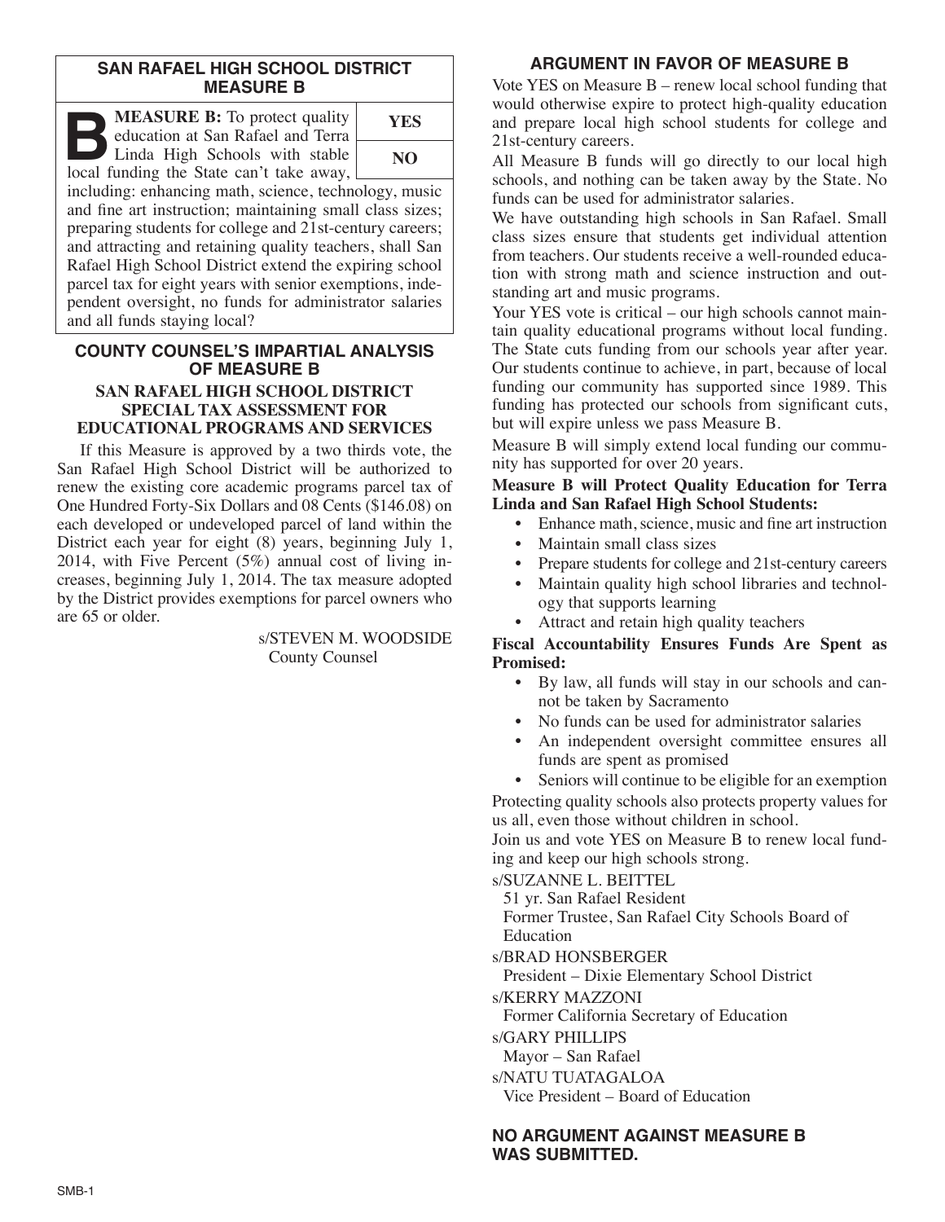## SAN RAFAEL HIGH SCHOOL DISTRICT MEASURE B

**MEASURE B:** To protect quality education at San Rafael and Terra Linda High Schools with stable local funding the State can't take away, including: enhancing math, science, technology, music and fine art instruction; maintaining small class sizes; preparing students for college and 21st-century careers; and attracting and retaining quality teachers, shall San Rafael High School District extend the expiring school parcel tax for eight years with senior exemptions, independent oversight, no funds for administrator salaries and all funds staying local?

| YES |
| --- |
| NO |

## COUNTY COUNSEL'S IMPARTIAL ANALYSIS OF MEASURE B

### SAN RAFAEL HIGH SCHOOL DISTRICT SPECIAL TAX ASSESSMENT FOR EDUCATIONAL PROGRAMS AND SERVICES

If this Measure is approved by a two thirds vote, the San Rafael High School District will be authorized to renew the existing core academic programs parcel tax of One Hundred Forty-Six Dollars and 08 Cents ($146.08) on each developed or undeveloped parcel of land within the District each year for eight (8) years, beginning July 1, 2014, with Five Percent (5%) annual cost of living increases, beginning July 1, 2014. The tax measure adopted by the District provides exemptions for parcel owners who are 65 or older.

s/STEVEN M. WOODSIDE
County Counsel

## ARGUMENT IN FAVOR OF MEASURE B

Vote YES on Measure B – renew local school funding that would otherwise expire to protect high-quality education and prepare local high school students for college and 21st-century careers.

All Measure B funds will go directly to our local high schools, and nothing can be taken away by the State. No funds can be used for administrator salaries.

We have outstanding high schools in San Rafael. Small class sizes ensure that students get individual attention from teachers. Our students receive a well-rounded education with strong math and science instruction and outstanding art and music programs.

Your YES vote is critical – our high schools cannot maintain quality educational programs without local funding. The State cuts funding from our schools year after year. Our students continue to achieve, in part, because of local funding our community has supported since 1989. This funding has protected our schools from significant cuts, but will expire unless we pass Measure B.

Measure B will simply extend local funding our community has supported for over 20 years.

**Measure B will Protect Quality Education for Terra Linda and San Rafael High School Students:**

- Enhance math, science, music and fine art instruction
- Maintain small class sizes
- Prepare students for college and 21st-century careers
- Maintain quality high school libraries and technology that supports learning
- Attract and retain high quality teachers

**Fiscal Accountability Ensures Funds Are Spent as Promised:**

- By law, all funds will stay in our schools and cannot be taken by Sacramento
- No funds can be used for administrator salaries
- An independent oversight committee ensures all funds are spent as promised
- Seniors will continue to be eligible for an exemption

Protecting quality schools also protects property values for us all, even those without children in school.

Join us and vote YES on Measure B to renew local funding and keep our high schools strong.

s/SUZANNE L. BEITTEL
51 yr. San Rafael Resident
Former Trustee, San Rafael City Schools Board of Education

s/BRAD HONSBERGER
President – Dixie Elementary School District

s/KERRY MAZZONI
Former California Secretary of Education

s/GARY PHILLIPS
Mayor – San Rafael

s/NATU TUATAGALOA
Vice President – Board of Education

## NO ARGUMENT AGAINST MEASURE B WAS SUBMITTED.

SMB-1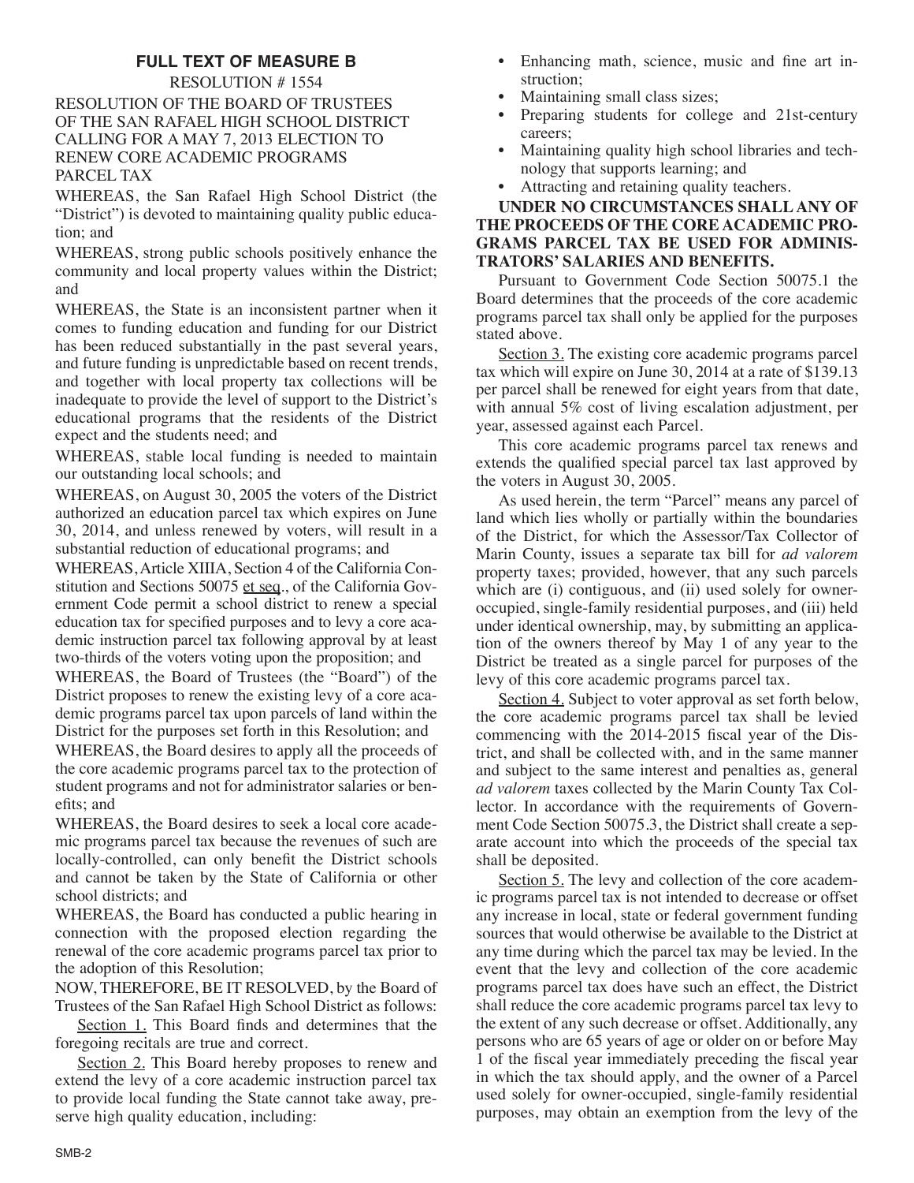## FULL TEXT OF MEASURE B

RESOLUTION # 1554

RESOLUTION OF THE BOARD OF TRUSTEES OF THE SAN RAFAEL HIGH SCHOOL DISTRICT CALLING FOR A MAY 7, 2013 ELECTION TO RENEW CORE ACADEMIC PROGRAMS PARCEL TAX

WHEREAS, the San Rafael High School District (the "District") is devoted to maintaining quality public education; and

WHEREAS, strong public schools positively enhance the community and local property values within the District; and

WHEREAS, the State is an inconsistent partner when it comes to funding education and funding for our District has been reduced substantially in the past several years, and future funding is unpredictable based on recent trends, and together with local property tax collections will be inadequate to provide the level of support to the District's educational programs that the residents of the District expect and the students need; and

WHEREAS, stable local funding is needed to maintain our outstanding local schools; and

WHEREAS, on August 30, 2005 the voters of the District authorized an education parcel tax which expires on June 30, 2014, and unless renewed by voters, will result in a substantial reduction of educational programs; and

WHEREAS, Article XIIIA, Section 4 of the California Constitution and Sections 50075 et seq., of the California Government Code permit a school district to renew a special education tax for specified purposes and to levy a core academic instruction parcel tax following approval by at least two-thirds of the voters voting upon the proposition; and

WHEREAS, the Board of Trustees (the "Board") of the District proposes to renew the existing levy of a core academic programs parcel tax upon parcels of land within the District for the purposes set forth in this Resolution; and

WHEREAS, the Board desires to apply all the proceeds of the core academic programs parcel tax to the protection of student programs and not for administrator salaries or benefits; and

WHEREAS, the Board desires to seek a local core academic programs parcel tax because the revenues of such are locally-controlled, can only benefit the District schools and cannot be taken by the State of California or other school districts; and

WHEREAS, the Board has conducted a public hearing in connection with the proposed election regarding the renewal of the core academic programs parcel tax prior to the adoption of this Resolution;

NOW, THEREFORE, BE IT RESOLVED, by the Board of Trustees of the San Rafael High School District as follows:

Section 1. This Board finds and determines that the foregoing recitals are true and correct.

Section 2. This Board hereby proposes to renew and extend the levy of a core academic instruction parcel tax to provide local funding the State cannot take away, preserve high quality education, including:

- Enhancing math, science, music and fine art instruction;
- Maintaining small class sizes;
- Preparing students for college and 21st-century careers;
- Maintaining quality high school libraries and technology that supports learning; and
- Attracting and retaining quality teachers.

**UNDER NO CIRCUMSTANCES SHALL ANY OF THE PROCEEDS OF THE CORE ACADEMIC PROGRAMS PARCEL TAX BE USED FOR ADMINISTRATORS' SALARIES AND BENEFITS.**

Pursuant to Government Code Section 50075.1 the Board determines that the proceeds of the core academic programs parcel tax shall only be applied for the purposes stated above.

Section 3. The existing core academic programs parcel tax which will expire on June 30, 2014 at a rate of $139.13 per parcel shall be renewed for eight years from that date, with annual 5% cost of living escalation adjustment, per year, assessed against each Parcel.

This core academic programs parcel tax renews and extends the qualified special parcel tax last approved by the voters in August 30, 2005.

As used herein, the term "Parcel" means any parcel of land which lies wholly or partially within the boundaries of the District, for which the Assessor/Tax Collector of Marin County, issues a separate tax bill for *ad valorem* property taxes; provided, however, that any such parcels which are (i) contiguous, and (ii) used solely for owner-occupied, single-family residential purposes, and (iii) held under identical ownership, may, by submitting an application of the owners thereof by May 1 of any year to the District be treated as a single parcel for purposes of the levy of this core academic programs parcel tax.

Section 4. Subject to voter approval as set forth below, the core academic programs parcel tax shall be levied commencing with the 2014-2015 fiscal year of the District, and shall be collected with, and in the same manner and subject to the same interest and penalties as, general *ad valorem* taxes collected by the Marin County Tax Collector. In accordance with the requirements of Government Code Section 50075.3, the District shall create a separate account into which the proceeds of the special tax shall be deposited.

Section 5. The levy and collection of the core academic programs parcel tax is not intended to decrease or offset any increase in local, state or federal government funding sources that would otherwise be available to the District at any time during which the parcel tax may be levied. In the event that the levy and collection of the core academic programs parcel tax does have such an effect, the District shall reduce the core academic programs parcel tax levy to the extent of any such decrease or offset. Additionally, any persons who are 65 years of age or older on or before May 1 of the fiscal year immediately preceding the fiscal year in which the tax should apply, and the owner of a Parcel used solely for owner-occupied, single-family residential purposes, may obtain an exemption from the levy of the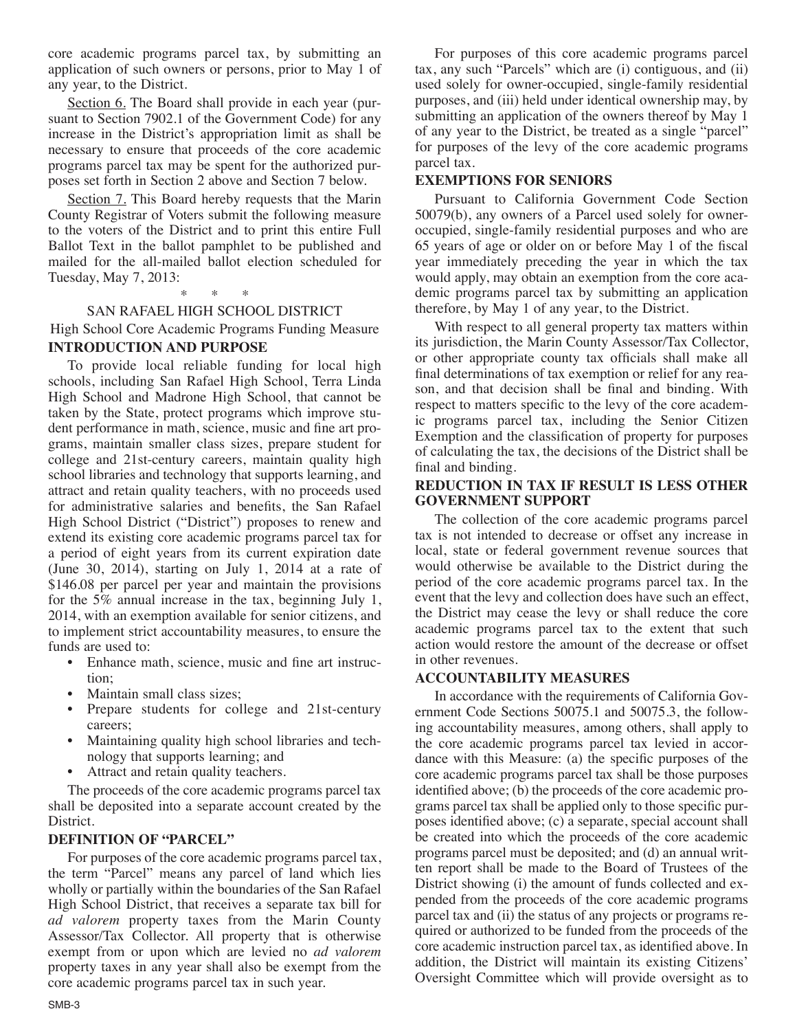core academic programs parcel tax, by submitting an application of such owners or persons, prior to May 1 of any year, to the District.

Section 6. The Board shall provide in each year (pursuant to Section 7902.1 of the Government Code) for any increase in the District's appropriation limit as shall be necessary to ensure that proceeds of the core academic programs parcel tax may be spent for the authorized purposes set forth in Section 2 above and Section 7 below.

Section 7. This Board hereby requests that the Marin County Registrar of Voters submit the following measure to the voters of the District and to print this entire Full Ballot Text in the ballot pamphlet to be published and mailed for the all-mailed ballot election scheduled for Tuesday, May 7, 2013:

\* \* \*

SAN RAFAEL HIGH SCHOOL DISTRICT

High School Core Academic Programs Funding Measure

**INTRODUCTION AND PURPOSE**

To provide local reliable funding for local high schools, including San Rafael High School, Terra Linda High School and Madrone High School, that cannot be taken by the State, protect programs which improve student performance in math, science, music and fine art programs, maintain smaller class sizes, prepare student for college and 21st-century careers, maintain quality high school libraries and technology that supports learning, and attract and retain quality teachers, with no proceeds used for administrative salaries and benefits, the San Rafael High School District ("District") proposes to renew and extend its existing core academic programs parcel tax for a period of eight years from its current expiration date (June 30, 2014), starting on July 1, 2014 at a rate of \$146.08 per parcel per year and maintain the provisions for the 5% annual increase in the tax, beginning July 1, 2014, with an exemption available for senior citizens, and to implement strict accountability measures, to ensure the funds are used to:

- Enhance math, science, music and fine art instruction;
- Maintain small class sizes;
- Prepare students for college and 21st-century careers;
- Maintaining quality high school libraries and technology that supports learning; and
- Attract and retain quality teachers.

The proceeds of the core academic programs parcel tax shall be deposited into a separate account created by the District.

**DEFINITION OF "PARCEL"**

For purposes of the core academic programs parcel tax, the term "Parcel" means any parcel of land which lies wholly or partially within the boundaries of the San Rafael High School District, that receives a separate tax bill for *ad valorem* property taxes from the Marin County Assessor/Tax Collector. All property that is otherwise exempt from or upon which are levied no *ad valorem* property taxes in any year shall also be exempt from the core academic programs parcel tax in such year.

For purposes of this core academic programs parcel tax, any such "Parcels" which are (i) contiguous, and (ii) used solely for owner-occupied, single-family residential purposes, and (iii) held under identical ownership may, by submitting an application of the owners thereof by May 1 of any year to the District, be treated as a single "parcel" for purposes of the levy of the core academic programs parcel tax.

**EXEMPTIONS FOR SENIORS**

Pursuant to California Government Code Section 50079(b), any owners of a Parcel used solely for owner-occupied, single-family residential purposes and who are 65 years of age or older on or before May 1 of the fiscal year immediately preceding the year in which the tax would apply, may obtain an exemption from the core academic programs parcel tax by submitting an application therefore, by May 1 of any year, to the District.

With respect to all general property tax matters within its jurisdiction, the Marin County Assessor/Tax Collector, or other appropriate county tax officials shall make all final determinations of tax exemption or relief for any reason, and that decision shall be final and binding. With respect to matters specific to the levy of the core academic programs parcel tax, including the Senior Citizen Exemption and the classification of property for purposes of calculating the tax, the decisions of the District shall be final and binding.

**REDUCTION IN TAX IF RESULT IS LESS OTHER GOVERNMENT SUPPORT**

The collection of the core academic programs parcel tax is not intended to decrease or offset any increase in local, state or federal government revenue sources that would otherwise be available to the District during the period of the core academic programs parcel tax. In the event that the levy and collection does have such an effect, the District may cease the levy or shall reduce the core academic programs parcel tax to the extent that such action would restore the amount of the decrease or offset in other revenues.

**ACCOUNTABILITY MEASURES**

In accordance with the requirements of California Government Code Sections 50075.1 and 50075.3, the following accountability measures, among others, shall apply to the core academic programs parcel tax levied in accordance with this Measure: (a) the specific purposes of the core academic programs parcel tax shall be those purposes identified above; (b) the proceeds of the core academic programs parcel tax shall be applied only to those specific purposes identified above; (c) a separate, special account shall be created into which the proceeds of the core academic programs parcel must be deposited; and (d) an annual written report shall be made to the Board of Trustees of the District showing (i) the amount of funds collected and expended from the proceeds of the core academic programs parcel tax and (ii) the status of any projects or programs required or authorized to be funded from the proceeds of the core academic instruction parcel tax, as identified above. In addition, the District will maintain its existing Citizens' Oversight Committee which will provide oversight as to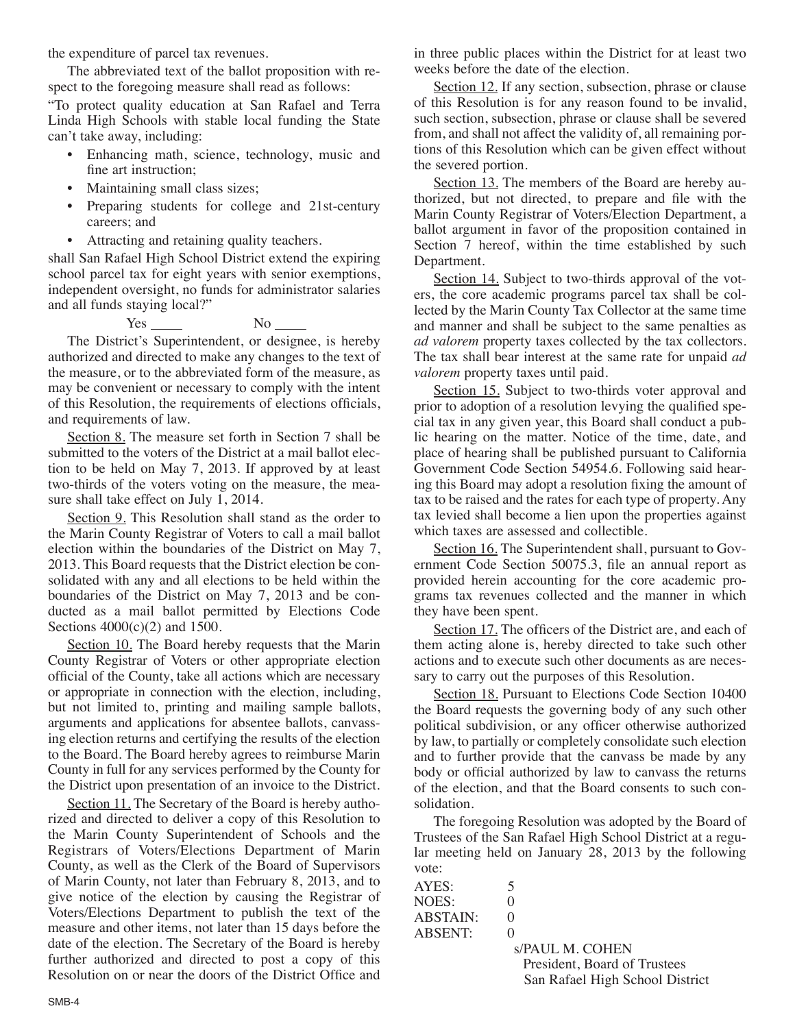the expenditure of parcel tax revenues.

The abbreviated text of the ballot proposition with respect to the foregoing measure shall read as follows:

"To protect quality education at San Rafael and Terra Linda High Schools with stable local funding the State can't take away, including:

- Enhancing math, science, technology, music and fine art instruction;
- Maintaining small class sizes;
- Preparing students for college and 21st-century careers; and
- Attracting and retaining quality teachers.

shall San Rafael High School District extend the expiring school parcel tax for eight years with senior exemptions, independent oversight, no funds for administrator salaries and all funds staying local?"

Yes ____ No ____

The District's Superintendent, or designee, is hereby authorized and directed to make any changes to the text of the measure, or to the abbreviated form of the measure, as may be convenient or necessary to comply with the intent of this Resolution, the requirements of elections officials, and requirements of law.

Section 8. The measure set forth in Section 7 shall be submitted to the voters of the District at a mail ballot election to be held on May 7, 2013. If approved by at least two-thirds of the voters voting on the measure, the measure shall take effect on July 1, 2014.

Section 9. This Resolution shall stand as the order to the Marin County Registrar of Voters to call a mail ballot election within the boundaries of the District on May 7, 2013. This Board requests that the District election be consolidated with any and all elections to be held within the boundaries of the District on May 7, 2013 and be conducted as a mail ballot permitted by Elections Code Sections 4000(c)(2) and 1500.

Section 10. The Board hereby requests that the Marin County Registrar of Voters or other appropriate election official of the County, take all actions which are necessary or appropriate in connection with the election, including, but not limited to, printing and mailing sample ballots, arguments and applications for absentee ballots, canvassing election returns and certifying the results of the election to the Board. The Board hereby agrees to reimburse Marin County in full for any services performed by the County for the District upon presentation of an invoice to the District.

Section 11. The Secretary of the Board is hereby authorized and directed to deliver a copy of this Resolution to the Marin County Superintendent of Schools and the Registrars of Voters/Elections Department of Marin County, as well as the Clerk of the Board of Supervisors of Marin County, not later than February 8, 2013, and to give notice of the election by causing the Registrar of Voters/Elections Department to publish the text of the measure and other items, not later than 15 days before the date of the election. The Secretary of the Board is hereby further authorized and directed to post a copy of this Resolution on or near the doors of the District Office and in three public places within the District for at least two weeks before the date of the election.

Section 12. If any section, subsection, phrase or clause of this Resolution is for any reason found to be invalid, such section, subsection, phrase or clause shall be severed from, and shall not affect the validity of, all remaining portions of this Resolution which can be given effect without the severed portion.

Section 13. The members of the Board are hereby authorized, but not directed, to prepare and file with the Marin County Registrar of Voters/Election Department, a ballot argument in favor of the proposition contained in Section 7 hereof, within the time established by such Department.

Section 14. Subject to two-thirds approval of the voters, the core academic programs parcel tax shall be collected by the Marin County Tax Collector at the same time and manner and shall be subject to the same penalties as *ad valorem* property taxes collected by the tax collectors. The tax shall bear interest at the same rate for unpaid *ad valorem* property taxes until paid.

Section 15. Subject to two-thirds voter approval and prior to adoption of a resolution levying the qualified special tax in any given year, this Board shall conduct a public hearing on the matter. Notice of the time, date, and place of hearing shall be published pursuant to California Government Code Section 54954.6. Following said hearing this Board may adopt a resolution fixing the amount of tax to be raised and the rates for each type of property. Any tax levied shall become a lien upon the properties against which taxes are assessed and collectible.

Section 16. The Superintendent shall, pursuant to Government Code Section 50075.3, file an annual report as provided herein accounting for the core academic programs tax revenues collected and the manner in which they have been spent.

Section 17. The officers of the District are, and each of them acting alone is, hereby directed to take such other actions and to execute such other documents as are necessary to carry out the purposes of this Resolution.

Section 18. Pursuant to Elections Code Section 10400 the Board requests the governing body of any such other political subdivision, or any officer otherwise authorized by law, to partially or completely consolidate such election and to further provide that the canvass be made by any body or official authorized by law to canvass the returns of the election, and that the Board consents to such consolidation.

The foregoing Resolution was adopted by the Board of Trustees of the San Rafael High School District at a regular meeting held on January 28, 2013 by the following vote:

| | |
|---|---|
| AYES: | 5 |
| NOES: | 0 |
| ABSTAIN: | 0 |
| ABSENT: | 0 |

s/PAUL M. COHEN
President, Board of Trustees
San Rafael High School District